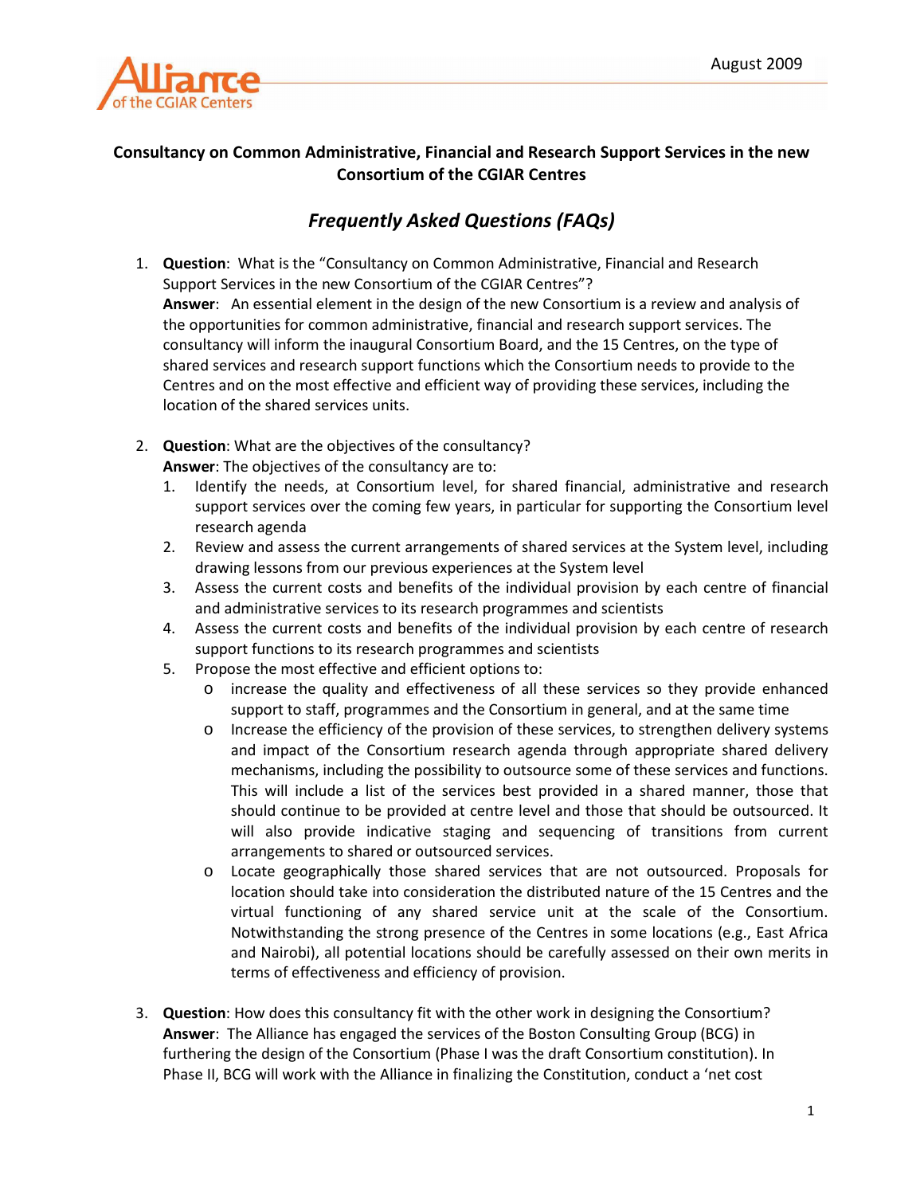August 2009

## Consultancy on Common Administrative, Financial and Research Support Services in the new Consortium of the CGIAR Centres

### *Frequently Asked Questions (FAQs)*

1. **Question**: What is the "Consultancy on Common Administrative, Financial and Research Support Services in the new Consortium of the CGIAR Centres"?
   **Answer**: An essential element in the design of the new Consortium is a review and analysis of the opportunities for common administrative, financial and research support services. The consultancy will inform the inaugural Consortium Board, and the 15 Centres, on the type of shared services and research support functions which the Consortium needs to provide to the Centres and on the most effective and efficient way of providing these services, including the location of the shared services units.

2. **Question**: What are the objectives of the consultancy?
   **Answer**: The objectives of the consultancy are to:
   1. Identify the needs, at Consortium level, for shared financial, administrative and research support services over the coming few years, in particular for supporting the Consortium level research agenda
   2. Review and assess the current arrangements of shared services at the System level, including drawing lessons from our previous experiences at the System level
   3. Assess the current costs and benefits of the individual provision by each centre of financial and administrative services to its research programmes and scientists
   4. Assess the current costs and benefits of the individual provision by each centre of research support functions to its research programmes and scientists
   5. Propose the most effective and efficient options to:
      - increase the quality and effectiveness of all these services so they provide enhanced support to staff, programmes and the Consortium in general, and at the same time
      - Increase the efficiency of the provision of these services, to strengthen delivery systems and impact of the Consortium research agenda through appropriate shared delivery mechanisms, including the possibility to outsource some of these services and functions. This will include a list of the services best provided in a shared manner, those that should continue to be provided at centre level and those that should be outsourced. It will also provide indicative staging and sequencing of transitions from current arrangements to shared or outsourced services.
      - Locate geographically those shared services that are not outsourced. Proposals for location should take into consideration the distributed nature of the 15 Centres and the virtual functioning of any shared service unit at the scale of the Consortium. Notwithstanding the strong presence of the Centres in some locations (e.g., East Africa and Nairobi), all potential locations should be carefully assessed on their own merits in terms of effectiveness and efficiency of provision.

3. **Question**: How does this consultancy fit with the other work in designing the Consortium?
   **Answer**: The Alliance has engaged the services of the Boston Consulting Group (BCG) in furthering the design of the Consortium (Phase I was the draft Consortium constitution). In Phase II, BCG will work with the Alliance in finalizing the Constitution, conduct a 'net cost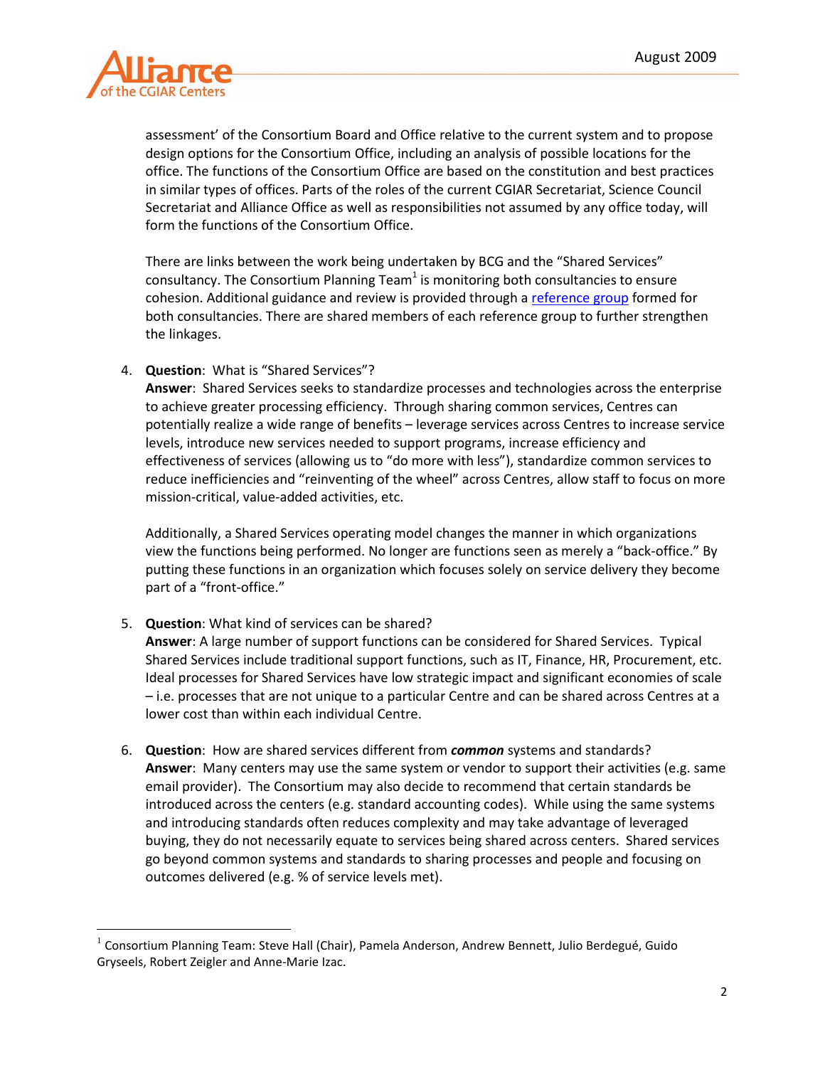assessment' of the Consortium Board and Office relative to the current system and to propose design options for the Consortium Office, including an analysis of possible locations for the office. The functions of the Consortium Office are based on the constitution and best practices in similar types of offices. Parts of the roles of the current CGIAR Secretariat, Science Council Secretariat and Alliance Office as well as responsibilities not assumed by any office today, will form the functions of the Consortium Office.

There are links between the work being undertaken by BCG and the "Shared Services" consultancy. The Consortium Planning Team[1] is monitoring both consultancies to ensure cohesion. Additional guidance and review is provided through a reference group formed for both consultancies. There are shared members of each reference group to further strengthen the linkages.

4. **Question**: What is "Shared Services"?
   **Answer**: Shared Services seeks to standardize processes and technologies across the enterprise to achieve greater processing efficiency. Through sharing common services, Centres can potentially realize a wide range of benefits – leverage services across Centres to increase service levels, introduce new services needed to support programs, increase efficiency and effectiveness of services (allowing us to "do more with less"), standardize common services to reduce inefficiencies and "reinventing of the wheel" across Centres, allow staff to focus on more mission-critical, value-added activities, etc.

   Additionally, a Shared Services operating model changes the manner in which organizations view the functions being performed. No longer are functions seen as merely a "back-office." By putting these functions in an organization which focuses solely on service delivery they become part of a "front-office."

5. **Question**: What kind of services can be shared?
   **Answer**: A large number of support functions can be considered for Shared Services. Typical Shared Services include traditional support functions, such as IT, Finance, HR, Procurement, etc. Ideal processes for Shared Services have low strategic impact and significant economies of scale – i.e. processes that are not unique to a particular Centre and can be shared across Centres at a lower cost than within each individual Centre.

6. **Question**: How are shared services different from ***common*** systems and standards?
   **Answer**: Many centers may use the same system or vendor to support their activities (e.g. same email provider). The Consortium may also decide to recommend that certain standards be introduced across the centers (e.g. standard accounting codes). While using the same systems and introducing standards often reduces complexity and may take advantage of leveraged buying, they do not necessarily equate to services being shared across centers. Shared services go beyond common systems and standards to sharing processes and people and focusing on outcomes delivered (e.g. % of service levels met).

[1] Consortium Planning Team: Steve Hall (Chair), Pamela Anderson, Andrew Bennett, Julio Berdegué, Guido Gryseels, Robert Zeigler and Anne-Marie Izac.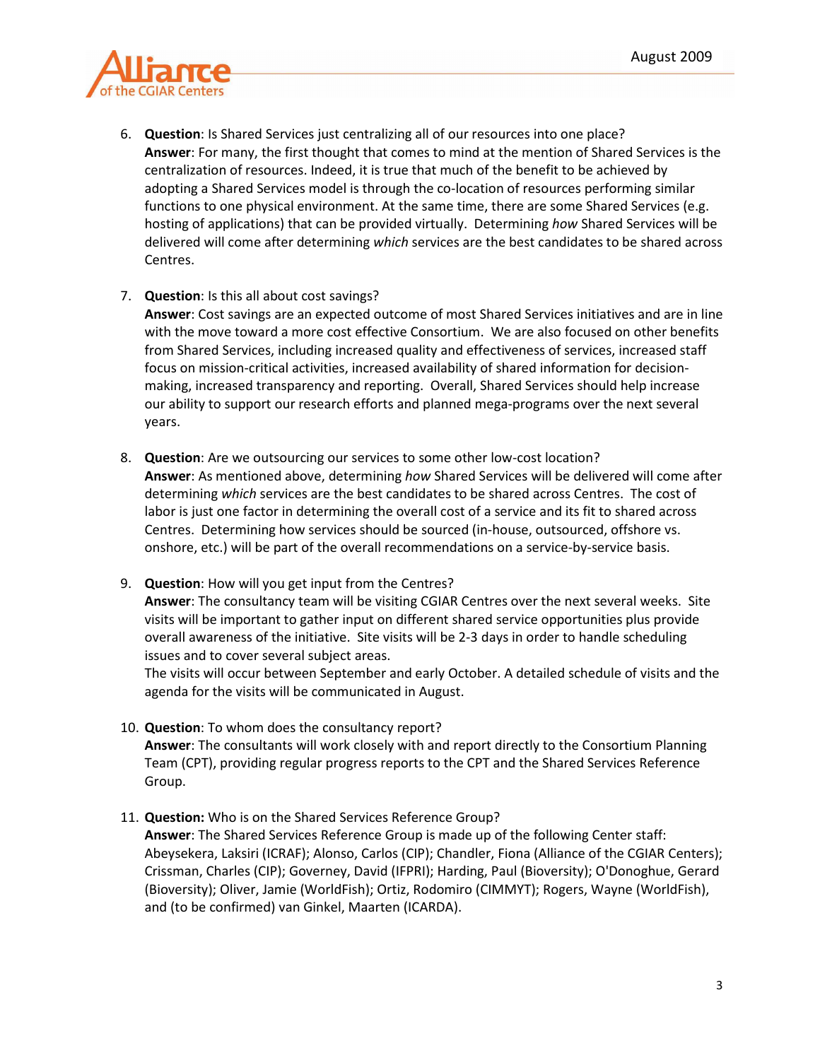6. **Question**: Is Shared Services just centralizing all of our resources into one place?
   **Answer**: For many, the first thought that comes to mind at the mention of Shared Services is the centralization of resources. Indeed, it is true that much of the benefit to be achieved by adopting a Shared Services model is through the co-location of resources performing similar functions to one physical environment. At the same time, there are some Shared Services (e.g. hosting of applications) that can be provided virtually. Determining *how* Shared Services will be delivered will come after determining *which* services are the best candidates to be shared across Centres.

7. **Question**: Is this all about cost savings?
   **Answer**: Cost savings are an expected outcome of most Shared Services initiatives and are in line with the move toward a more cost effective Consortium. We are also focused on other benefits from Shared Services, including increased quality and effectiveness of services, increased staff focus on mission-critical activities, increased availability of shared information for decision-making, increased transparency and reporting. Overall, Shared Services should help increase our ability to support our research efforts and planned mega-programs over the next several years.

8. **Question**: Are we outsourcing our services to some other low-cost location?
   **Answer**: As mentioned above, determining *how* Shared Services will be delivered will come after determining *which* services are the best candidates to be shared across Centres. The cost of labor is just one factor in determining the overall cost of a service and its fit to shared across Centres. Determining how services should be sourced (in-house, outsourced, offshore vs. onshore, etc.) will be part of the overall recommendations on a service-by-service basis.

9. **Question**: How will you get input from the Centres?
   **Answer**: The consultancy team will be visiting CGIAR Centres over the next several weeks. Site visits will be important to gather input on different shared service opportunities plus provide overall awareness of the initiative. Site visits will be 2-3 days in order to handle scheduling issues and to cover several subject areas.
   The visits will occur between September and early October. A detailed schedule of visits and the agenda for the visits will be communicated in August.

10. **Question**: To whom does the consultancy report?
    **Answer**: The consultants will work closely with and report directly to the Consortium Planning Team (CPT), providing regular progress reports to the CPT and the Shared Services Reference Group.

11. **Question:** Who is on the Shared Services Reference Group?
    **Answer**: The Shared Services Reference Group is made up of the following Center staff: Abeysekera, Laksiri (ICRAF); Alonso, Carlos (CIP); Chandler, Fiona (Alliance of the CGIAR Centers); Crissman, Charles (CIP); Governey, David (IFPRI); Harding, Paul (Bioversity); O'Donoghue, Gerard (Bioversity); Oliver, Jamie (WorldFish); Ortiz, Rodomiro (CIMMYT); Rogers, Wayne (WorldFish), and (to be confirmed) van Ginkel, Maarten (ICARDA).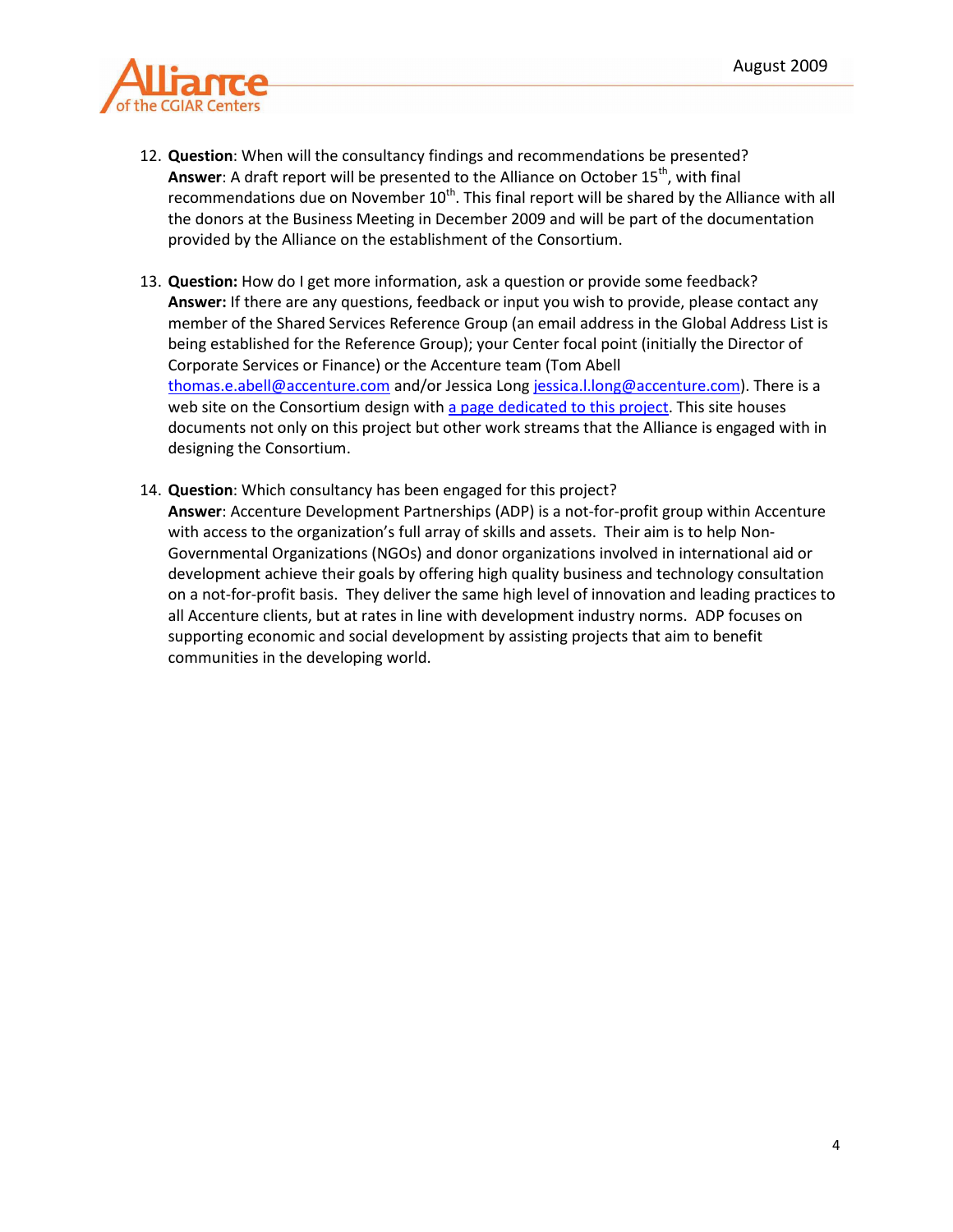12. **Question**: When will the consultancy findings and recommendations be presented?
    **Answer**: A draft report will be presented to the Alliance on October 15th, with final recommendations due on November 10th. This final report will be shared by the Alliance with all the donors at the Business Meeting in December 2009 and will be part of the documentation provided by the Alliance on the establishment of the Consortium.

13. **Question:** How do I get more information, ask a question or provide some feedback?
    **Answer:** If there are any questions, feedback or input you wish to provide, please contact any member of the Shared Services Reference Group (an email address in the Global Address List is being established for the Reference Group); your Center focal point (initially the Director of Corporate Services or Finance) or the Accenture team (Tom Abell thomas.e.abell@accenture.com and/or Jessica Long jessica.l.long@accenture.com). There is a web site on the Consortium design with a page dedicated to this project. This site houses documents not only on this project but other work streams that the Alliance is engaged with in designing the Consortium.

14. **Question**: Which consultancy has been engaged for this project?
    **Answer**: Accenture Development Partnerships (ADP) is a not-for-profit group within Accenture with access to the organization's full array of skills and assets. Their aim is to help Non-Governmental Organizations (NGOs) and donor organizations involved in international aid or development achieve their goals by offering high quality business and technology consultation on a not-for-profit basis. They deliver the same high level of innovation and leading practices to all Accenture clients, but at rates in line with development industry norms. ADP focuses on supporting economic and social development by assisting projects that aim to benefit communities in the developing world.